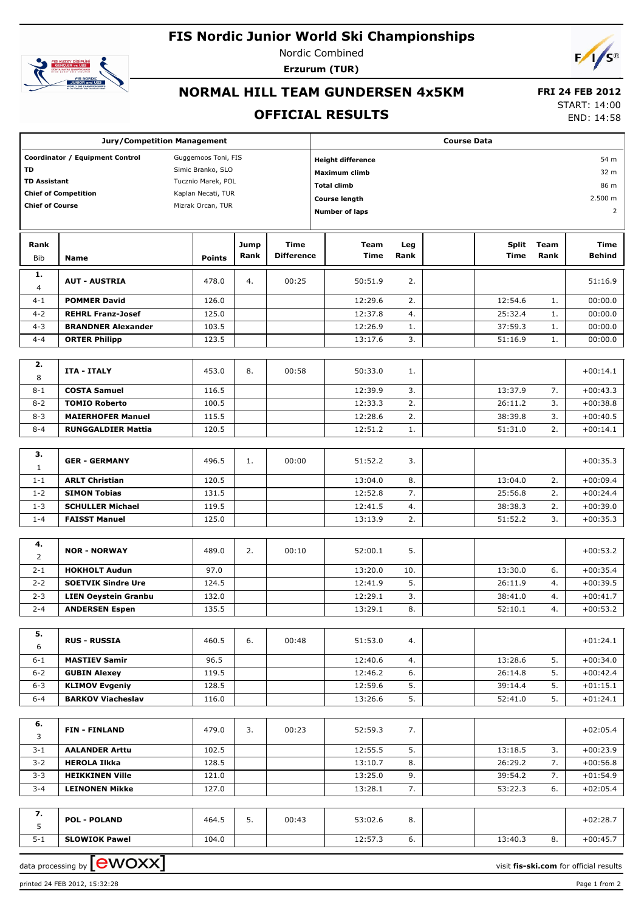# FIS Nordic Junior World Ski Championships

Nordic Combined

**Erzurum (TUR)**

## NORMAL HILL TEAM GUNDERSEN 4x5KM

## OFFICIAL RESULTS

**FRI 24 FEB 2012**

START: 14:00

END: 14:58

| Jury/Competition Management | |
|---|---|
| **Coordinator / Equipment Control** | Guggemoos Toni, FIS |
| **TD** | Simic Branko, SLO |
| **TD Assistant** | Tucznio Marek, POL |
| **Chief of Competition** | Kaplan Necati, TUR |
| **Chief of Course** | Mizrak Orcan, TUR |

| Course Data | |
|---|---|
| **Height difference** | 54 m |
| **Maximum climb** | 32 m |
| **Total climb** | 86 m |
| **Course length** | 2.500 m |
| **Number of laps** | 2 |

| Rank / Bib | Name | Points | Jump Rank | Time Difference | Team Time | Leg Rank | Split Time | Team Rank | Time Behind |
|---|---|---|---|---|---|---|---|---|---|
| **1.** / 4 | **AUT - AUSTRIA** | 478.0 | 4. | 00:25 | 50:51.9 | 2. | | | 51:16.9 |
| 4-1 | **POMMER David** | 126.0 | | | 12:29.6 | 2. | 12:54.6 | 1. | 00:00.0 |
| 4-2 | **REHRL Franz-Josef** | 125.0 | | | 12:37.8 | 4. | 25:32.4 | 1. | 00:00.0 |
| 4-3 | **BRANDNER Alexander** | 103.5 | | | 12:26.9 | 1. | 37:59.3 | 1. | 00:00.0 |
| 4-4 | **ORTER Philipp** | 123.5 | | | 13:17.6 | 3. | 51:16.9 | 1. | 00:00.0 |
| **2.** / 8 | **ITA - ITALY** | 453.0 | 8. | 00:58 | 50:33.0 | 1. | | | +00:14.1 |
| 8-1 | **COSTA Samuel** | 116.5 | | | 12:39.9 | 3. | 13:37.9 | 7. | +00:43.3 |
| 8-2 | **TOMIO Roberto** | 100.5 | | | 12:33.3 | 2. | 26:11.2 | 3. | +00:38.8 |
| 8-3 | **MAIERHOFER Manuel** | 115.5 | | | 12:28.6 | 2. | 38:39.8 | 3. | +00:40.5 |
| 8-4 | **RUNGGALDIER Mattia** | 120.5 | | | 12:51.2 | 1. | 51:31.0 | 2. | +00:14.1 |
| **3.** / 1 | **GER - GERMANY** | 496.5 | 1. | 00:00 | 51:52.2 | 3. | | | +00:35.3 |
| 1-1 | **ARLT Christian** | 120.5 | | | 13:04.0 | 8. | 13:04.0 | 2. | +00:09.4 |
| 1-2 | **SIMON Tobias** | 131.5 | | | 12:52.8 | 7. | 25:56.8 | 2. | +00:24.4 |
| 1-3 | **SCHULLER Michael** | 119.5 | | | 12:41.5 | 4. | 38:38.3 | 2. | +00:39.0 |
| 1-4 | **FAISST Manuel** | 125.0 | | | 13:13.9 | 2. | 51:52.2 | 3. | +00:35.3 |
| **4.** / 2 | **NOR - NORWAY** | 489.0 | 2. | 00:10 | 52:00.1 | 5. | | | +00:53.2 |
| 2-1 | **HOKHOLT Audun** | 97.0 | | | 13:20.0 | 10. | 13:30.0 | 6. | +00:35.4 |
| 2-2 | **SOETVIK Sindre Ure** | 124.5 | | | 12:41.9 | 5. | 26:11.9 | 4. | +00:39.5 |
| 2-3 | **LIEN Oeystein Granbu** | 132.0 | | | 12:29.1 | 3. | 38:41.0 | 4. | +00:41.7 |
| 2-4 | **ANDERSEN Espen** | 135.5 | | | 13:29.1 | 8. | 52:10.1 | 4. | +00:53.2 |
| **5.** / 6 | **RUS - RUSSIA** | 460.5 | 6. | 00:48 | 51:53.0 | 4. | | | +01:24.1 |
| 6-1 | **MASTIEV Samir** | 96.5 | | | 12:40.6 | 4. | 13:28.6 | 5. | +00:34.0 |
| 6-2 | **GUBIN Alexey** | 119.5 | | | 12:46.2 | 6. | 26:14.8 | 5. | +00:42.4 |
| 6-3 | **KLIMOV Evgeniy** | 128.5 | | | 12:59.6 | 5. | 39:14.4 | 5. | +01:15.1 |
| 6-4 | **BARKOV Viacheslav** | 116.0 | | | 13:26.6 | 5. | 52:41.0 | 5. | +01:24.1 |
| **6.** / 3 | **FIN - FINLAND** | 479.0 | 3. | 00:23 | 52:59.3 | 7. | | | +02:05.4 |
| 3-1 | **AALANDER Arttu** | 102.5 | | | 12:55.5 | 5. | 13:18.5 | 3. | +00:23.9 |
| 3-2 | **HEROLA Ilkka** | 128.5 | | | 13:10.7 | 8. | 26:29.2 | 7. | +00:56.8 |
| 3-3 | **HEIKKINEN Ville** | 121.0 | | | 13:25.0 | 9. | 39:54.2 | 7. | +01:54.9 |
| 3-4 | **LEINONEN Mikke** | 127.0 | | | 13:28.1 | 7. | 53:22.3 | 6. | +02:05.4 |
| **7.** / 5 | **POL - POLAND** | 464.5 | 5. | 00:43 | 53:02.6 | 8. | | | +02:28.7 |
| 5-1 | **SLOWIOK Pawel** | 104.0 | | | 12:57.3 | 6. | 13:40.3 | 8. | +00:45.7 |

data processing by ewoxx — visit **fis-ski.com** for official results

printed 24 FEB 2012, 15:32:28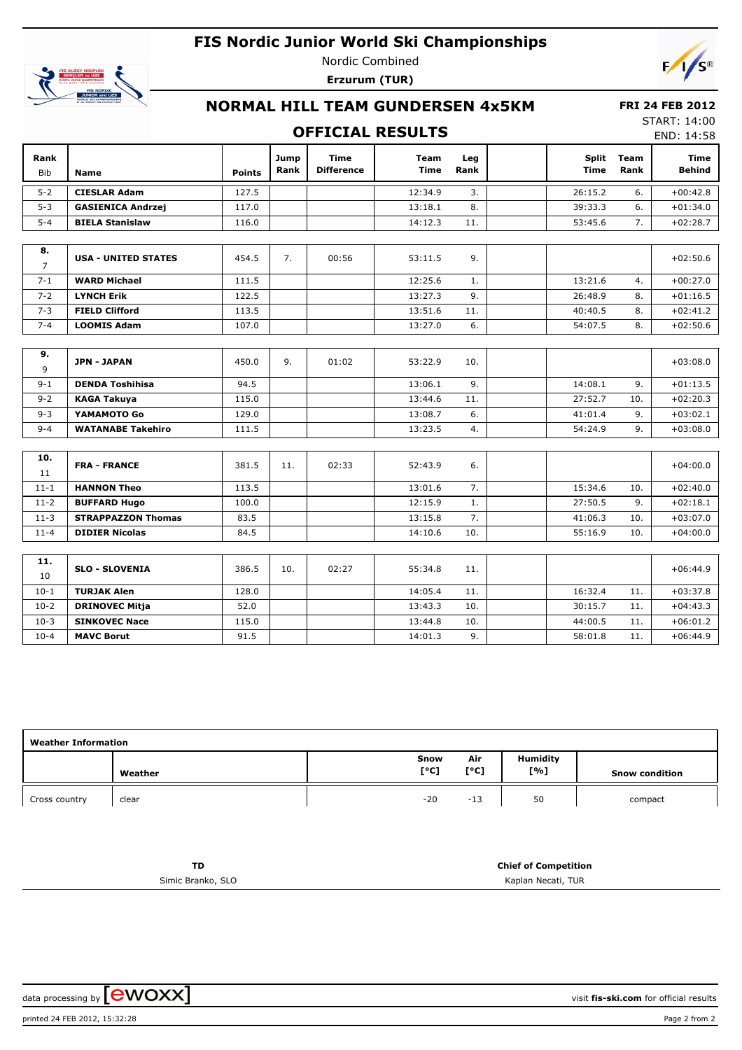# FIS Nordic Junior World Ski Championships

Nordic Combined

**Erzurum (TUR)**

## NORMAL HILL TEAM GUNDERSEN 4x5KM

**FRI 24 FEB 2012**

START: 14:00

END: 14:58

### OFFICIAL RESULTS

| Rank Bib | Name | Points | Jump Rank | Time Difference | Team Time | Leg Rank | Split Time | Team Rank | Time Behind |
|---|---|---|---|---|---|---|---|---|---|
| 5-2 | **CIESLAR Adam** | 127.5 | | | 12:34.9 | 3. | 26:15.2 | 6. | +00:42.8 |
| 5-3 | **GASIENICA Andrzej** | 117.0 | | | 13:18.1 | 8. | 39:33.3 | 6. | +01:34.0 |
| 5-4 | **BIELA Stanislaw** | 116.0 | | | 14:12.3 | 11. | 53:45.6 | 7. | +02:28.7 |
| **8.** 7 | **USA - UNITED STATES** | 454.5 | 7. | 00:56 | 53:11.5 | 9. | | | +02:50.6 |
| 7-1 | **WARD Michael** | 111.5 | | | 12:25.6 | 1. | 13:21.6 | 4. | +00:27.0 |
| 7-2 | **LYNCH Erik** | 122.5 | | | 13:27.3 | 9. | 26:48.9 | 8. | +01:16.5 |
| 7-3 | **FIELD Clifford** | 113.5 | | | 13:51.6 | 11. | 40:40.5 | 8. | +02:41.2 |
| 7-4 | **LOOMIS Adam** | 107.0 | | | 13:27.0 | 6. | 54:07.5 | 8. | +02:50.6 |
| **9.** 9 | **JPN - JAPAN** | 450.0 | 9. | 01:02 | 53:22.9 | 10. | | | +03:08.0 |
| 9-1 | **DENDA Toshihisa** | 94.5 | | | 13:06.1 | 9. | 14:08.1 | 9. | +01:13.5 |
| 9-2 | **KAGA Takuya** | 115.0 | | | 13:44.6 | 11. | 27:52.7 | 10. | +02:20.3 |
| 9-3 | **YAMAMOTO Go** | 129.0 | | | 13:08.7 | 6. | 41:01.4 | 9. | +03:02.1 |
| 9-4 | **WATANABE Takehiro** | 111.5 | | | 13:23.5 | 4. | 54:24.9 | 9. | +03:08.0 |
| **10.** 11 | **FRA - FRANCE** | 381.5 | 11. | 02:33 | 52:43.9 | 6. | | | +04:00.0 |
| 11-1 | **HANNON Theo** | 113.5 | | | 13:01.6 | 7. | 15:34.6 | 10. | +02:40.0 |
| 11-2 | **BUFFARD Hugo** | 100.0 | | | 12:15.9 | 1. | 27:50.5 | 9. | +02:18.1 |
| 11-3 | **STRAPPAZZON Thomas** | 83.5 | | | 13:15.8 | 7. | 41:06.3 | 10. | +03:07.0 |
| 11-4 | **DIDIER Nicolas** | 84.5 | | | 14:10.6 | 10. | 55:16.9 | 10. | +04:00.0 |
| **11.** 10 | **SLO - SLOVENIA** | 386.5 | 10. | 02:27 | 55:34.8 | 11. | | | +06:44.9 |
| 10-1 | **TURJAK Alen** | 128.0 | | | 14:05.4 | 11. | 16:32.4 | 11. | +03:37.8 |
| 10-2 | **DRINOVEC Mitja** | 52.0 | | | 13:43.3 | 10. | 30:15.7 | 11. | +04:43.3 |
| 10-3 | **SINKOVEC Nace** | 115.0 | | | 13:44.8 | 10. | 44:00.5 | 11. | +06:01.2 |
| 10-4 | **MAVC Borut** | 91.5 | | | 14:01.3 | 9. | 58:01.8 | 11. | +06:44.9 |

**Weather Information**

| | Weather | Snow [°C] | Air [°C] | Humidity [%] | Snow condition |
|---|---|---|---|---|---|
| Cross country | clear | -20 | -13 | 50 | compact |

**TD**
Simic Branko, SLO

**Chief of Competition**
Kaplan Necati, TUR

data processing by ewoxx — visit **fis-ski.com** for official results

printed 24 FEB 2012, 15:32:28